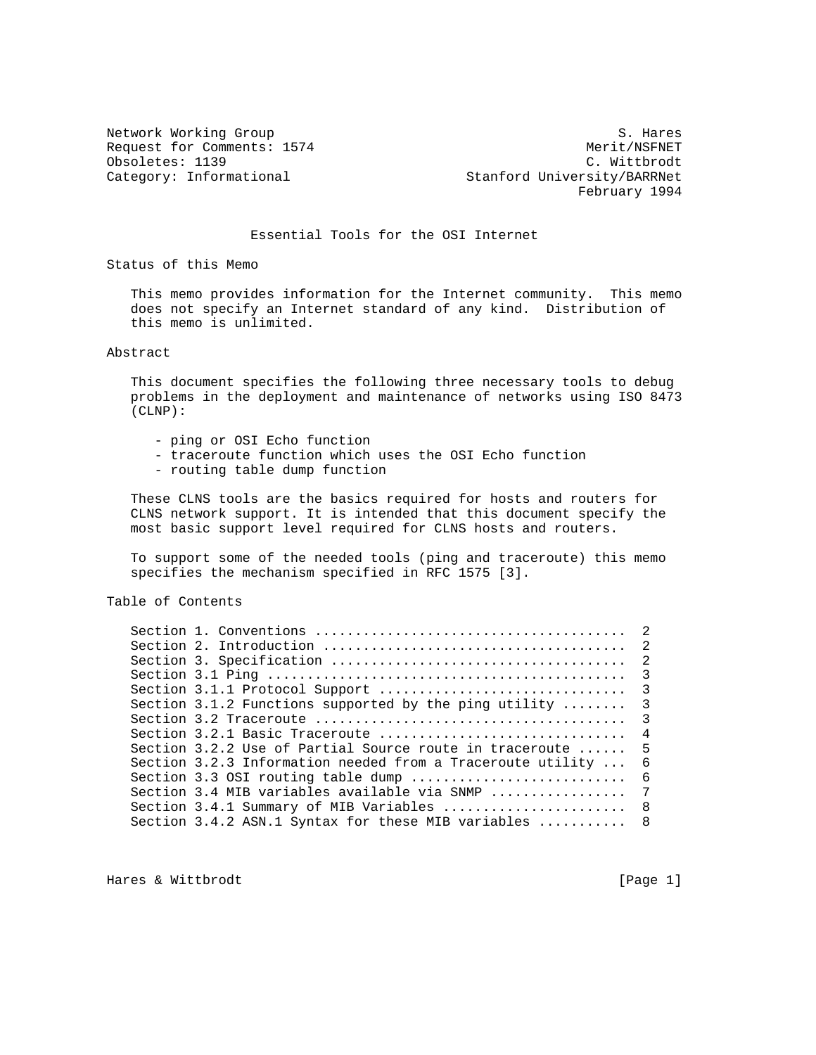Network Working Group S. Hares
Request for Comments: 1574 Merit/NSFNET
Obsoletes: 1139 C. Wittbrodt
Category: Informational Stanford University/BARRNet
February 1994

# Essential Tools for the OSI Internet

## Status of this Memo

This memo provides information for the Internet community. This memo does not specify an Internet standard of any kind. Distribution of this memo is unlimited.

## Abstract

This document specifies the following three necessary tools to debug problems in the deployment and maintenance of networks using ISO 8473 (CLNP):

- ping or OSI Echo function
- traceroute function which uses the OSI Echo function
- routing table dump function

These CLNS tools are the basics required for hosts and routers for CLNS network support. It is intended that this document specify the most basic support level required for CLNS hosts and routers.

To support some of the needed tools (ping and traceroute) this memo specifies the mechanism specified in RFC 1575 [3].

## Table of Contents

```
Section 1. Conventions ......................................  2
Section 2. Introduction .....................................  2
Section 3. Specification ....................................  2
Section 3.1 Ping ............................................  3
Section 3.1.1 Protocol Support ..............................  3
Section 3.1.2 Functions supported by the ping utility ........  3
Section 3.2 Traceroute ......................................  3
Section 3.2.1 Basic Traceroute ..............................  4
Section 3.2.2 Use of Partial Source route in traceroute ......  5
Section 3.2.3 Information needed from a Traceroute utility ...  6
Section 3.3 OSI routing table dump ..........................  6
Section 3.4 MIB variables available via SNMP ................  7
Section 3.4.1 Summary of MIB Variables ......................  8
Section 3.4.2 ASN.1 Syntax for these MIB variables ..........  8
```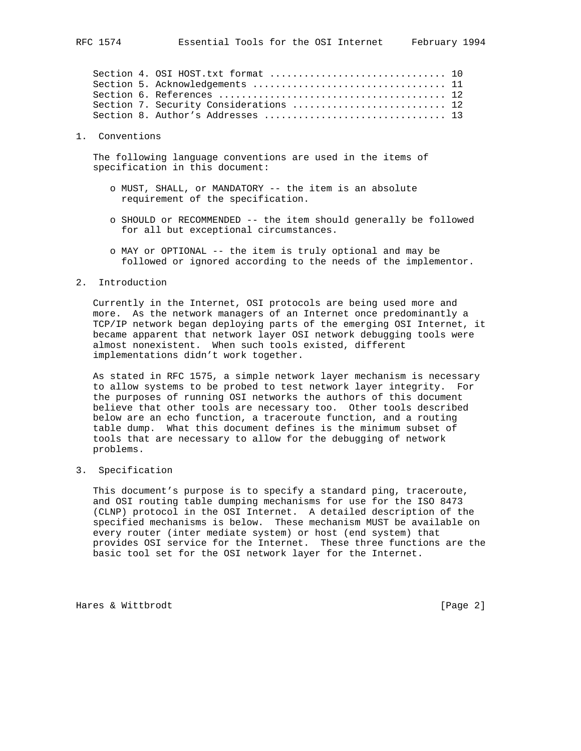Section 4. OSI HOST.txt format .............................. 10
Section 5. Acknowledgements ................................. 11
Section 6. References ....................................... 12
Section 7. Security Considerations .......................... 12
Section 8. Author's Addresses ............................... 13

## 1. Conventions

The following language conventions are used in the items of specification in this document:

- MUST, SHALL, or MANDATORY -- the item is an absolute requirement of the specification.
- SHOULD or RECOMMENDED -- the item should generally be followed for all but exceptional circumstances.
- MAY or OPTIONAL -- the item is truly optional and may be followed or ignored according to the needs of the implementor.

## 2. Introduction

Currently in the Internet, OSI protocols are being used more and more. As the network managers of an Internet once predominantly a TCP/IP network began deploying parts of the emerging OSI Internet, it became apparent that network layer OSI network debugging tools were almost nonexistent. When such tools existed, different implementations didn't work together.

As stated in RFC 1575, a simple network layer mechanism is necessary to allow systems to be probed to test network layer integrity. For the purposes of running OSI networks the authors of this document believe that other tools are necessary too. Other tools described below are an echo function, a traceroute function, and a routing table dump. What this document defines is the minimum subset of tools that are necessary to allow for the debugging of network problems.

## 3. Specification

This document's purpose is to specify a standard ping, traceroute, and OSI routing table dumping mechanisms for use for the ISO 8473 (CLNP) protocol in the OSI Internet. A detailed description of the specified mechanisms is below. These mechanism MUST be available on every router (inter mediate system) or host (end system) that provides OSI service for the Internet. These three functions are the basic tool set for the OSI network layer for the Internet.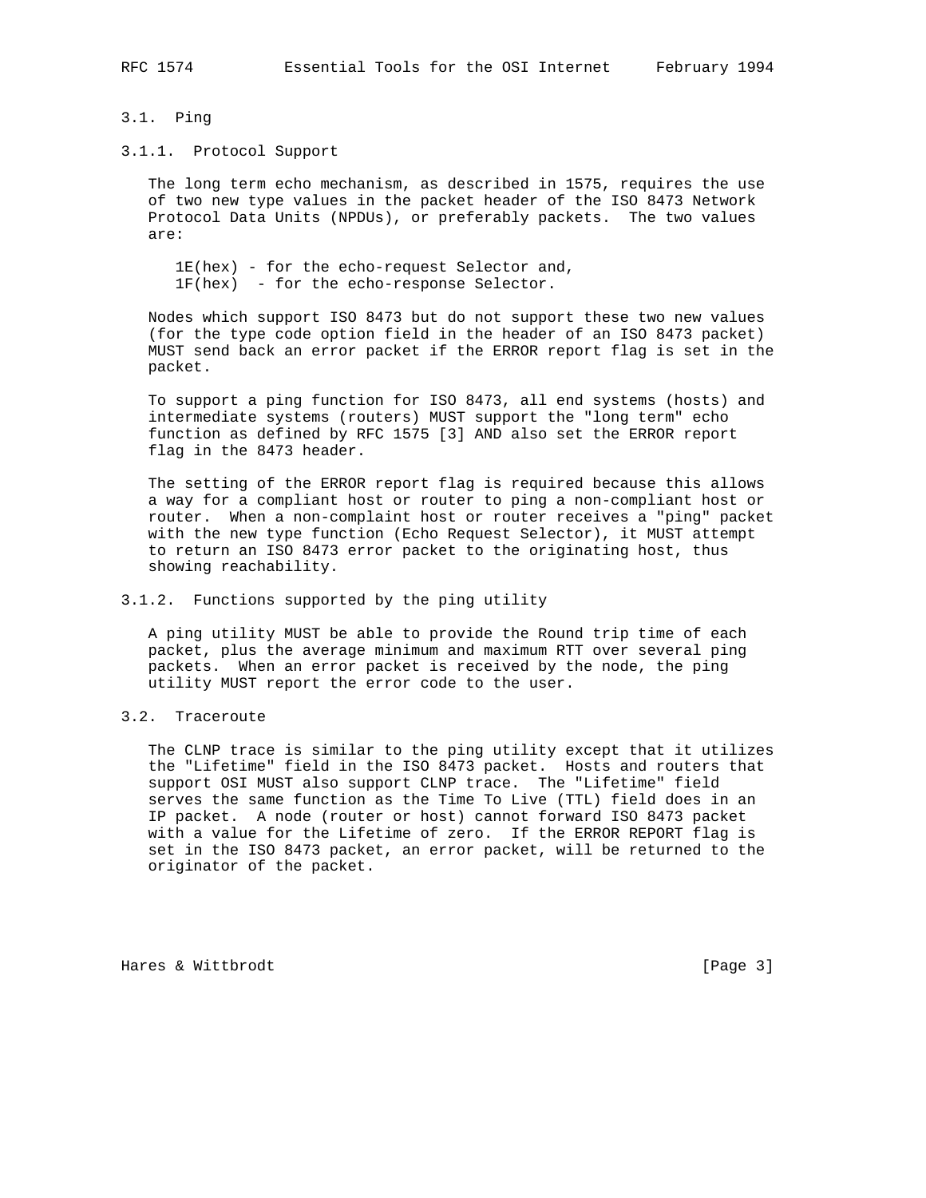### 3.1. Ping

#### 3.1.1. Protocol Support

The long term echo mechanism, as described in 1575, requires the use of two new type values in the packet header of the ISO 8473 Network Protocol Data Units (NPDUs), or preferably packets. The two values are:

1E(hex) - for the echo-request Selector and,
1F(hex) - for the echo-response Selector.

Nodes which support ISO 8473 but do not support these two new values (for the type code option field in the header of an ISO 8473 packet) MUST send back an error packet if the ERROR report flag is set in the packet.

To support a ping function for ISO 8473, all end systems (hosts) and intermediate systems (routers) MUST support the "long term" echo function as defined by RFC 1575 [3] AND also set the ERROR report flag in the 8473 header.

The setting of the ERROR report flag is required because this allows a way for a compliant host or router to ping a non-compliant host or router. When a non-complaint host or router receives a "ping" packet with the new type function (Echo Request Selector), it MUST attempt to return an ISO 8473 error packet to the originating host, thus showing reachability.

#### 3.1.2. Functions supported by the ping utility

A ping utility MUST be able to provide the Round trip time of each packet, plus the average minimum and maximum RTT over several ping packets. When an error packet is received by the node, the ping utility MUST report the error code to the user.

### 3.2. Traceroute

The CLNP trace is similar to the ping utility except that it utilizes the "Lifetime" field in the ISO 8473 packet. Hosts and routers that support OSI MUST also support CLNP trace. The "Lifetime" field serves the same function as the Time To Live (TTL) field does in an IP packet. A node (router or host) cannot forward ISO 8473 packet with a value for the Lifetime of zero. If the ERROR REPORT flag is set in the ISO 8473 packet, an error packet, will be returned to the originator of the packet.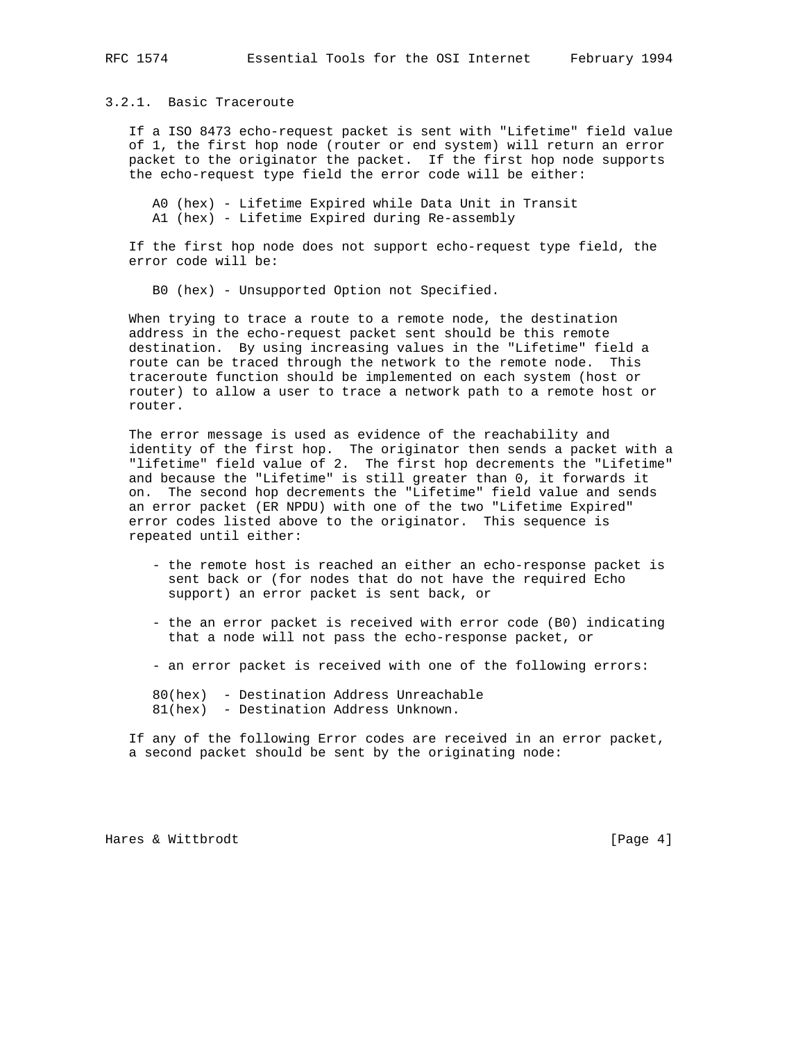### 3.2.1. Basic Traceroute

If a ISO 8473 echo-request packet is sent with "Lifetime" field value of 1, the first hop node (router or end system) will return an error packet to the originator the packet. If the first hop node supports the echo-request type field the error code will be either:

A0 (hex) - Lifetime Expired while Data Unit in Transit
A1 (hex) - Lifetime Expired during Re-assembly

If the first hop node does not support echo-request type field, the error code will be:

B0 (hex) - Unsupported Option not Specified.

When trying to trace a route to a remote node, the destination address in the echo-request packet sent should be this remote destination. By using increasing values in the "Lifetime" field a route can be traced through the network to the remote node. This traceroute function should be implemented on each system (host or router) to allow a user to trace a network path to a remote host or router.

The error message is used as evidence of the reachability and identity of the first hop. The originator then sends a packet with a "lifetime" field value of 2. The first hop decrements the "Lifetime" and because the "Lifetime" is still greater than 0, it forwards it on. The second hop decrements the "Lifetime" field value and sends an error packet (ER NPDU) with one of the two "Lifetime Expired" error codes listed above to the originator. This sequence is repeated until either:

- the remote host is reached an either an echo-response packet is sent back or (for nodes that do not have the required Echo support) an error packet is sent back, or

- the an error packet is received with error code (B0) indicating that a node will not pass the echo-response packet, or

- an error packet is received with one of the following errors:

80(hex) - Destination Address Unreachable
81(hex) - Destination Address Unknown.

If any of the following Error codes are received in an error packet, a second packet should be sent by the originating node: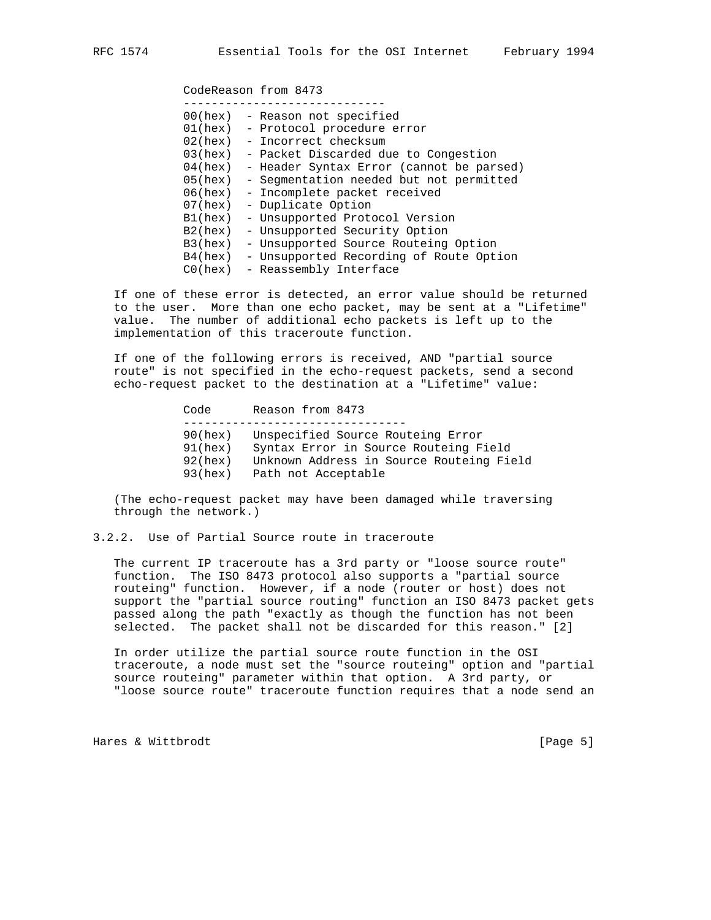| Code | Reason from 8473 |
| --- | --- |
| 00(hex) | - Reason not specified |
| 01(hex) | - Protocol procedure error |
| 02(hex) | - Incorrect checksum |
| 03(hex) | - Packet Discarded due to Congestion |
| 04(hex) | - Header Syntax Error (cannot be parsed) |
| 05(hex) | - Segmentation needed but not permitted |
| 06(hex) | - Incomplete packet received |
| 07(hex) | - Duplicate Option |
| B1(hex) | - Unsupported Protocol Version |
| B2(hex) | - Unsupported Security Option |
| B3(hex) | - Unsupported Source Routeing Option |
| B4(hex) | - Unsupported Recording of Route Option |
| C0(hex) | - Reassembly Interface |

If one of these error is detected, an error value should be returned to the user. More than one echo packet, may be sent at a "Lifetime" value. The number of additional echo packets is left up to the implementation of this traceroute function.

If one of the following errors is received, AND "partial source route" is not specified in the echo-request packets, send a second echo-request packet to the destination at a "Lifetime" value:

| Code | Reason from 8473 |
| --- | --- |
| 90(hex) | Unspecified Source Routeing Error |
| 91(hex) | Syntax Error in Source Routeing Field |
| 92(hex) | Unknown Address in Source Routeing Field |
| 93(hex) | Path not Acceptable |

(The echo-request packet may have been damaged while traversing through the network.)

### 3.2.2. Use of Partial Source route in traceroute

The current IP traceroute has a 3rd party or "loose source route" function. The ISO 8473 protocol also supports a "partial source routeing" function. However, if a node (router or host) does not support the "partial source routing" function an ISO 8473 packet gets passed along the path "exactly as though the function has not been selected. The packet shall not be discarded for this reason." [2]

In order utilize the partial source route function in the OSI traceroute, a node must set the "source routeing" option and "partial source routeing" parameter within that option. A 3rd party, or "loose source route" traceroute function requires that a node send an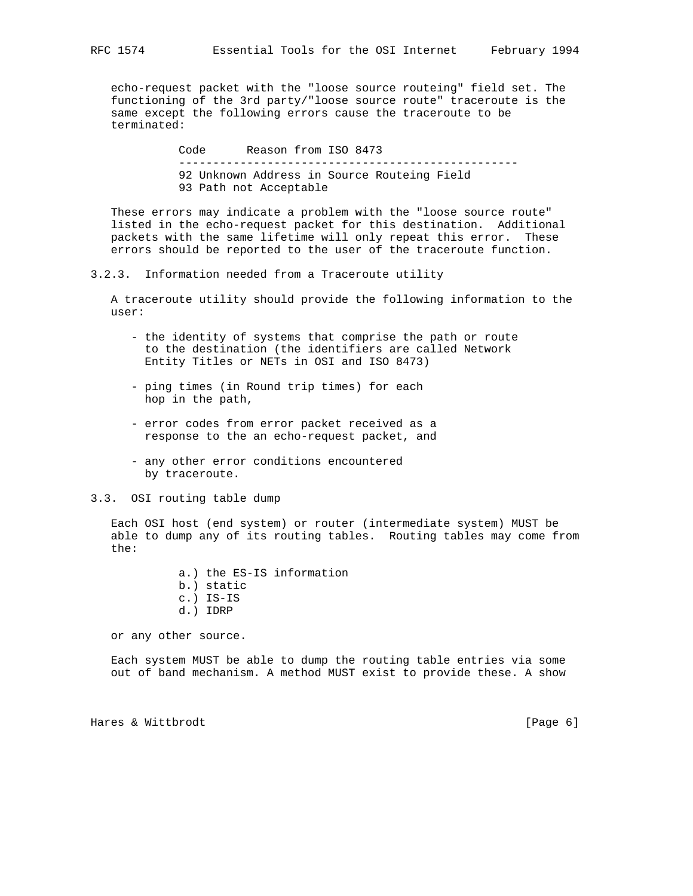echo-request packet with the "loose source routeing" field set. The functioning of the 3rd party/"loose source route" traceroute is the same except the following errors cause the traceroute to be terminated:

| Code | Reason from ISO 8473 |
| --- | --- |
| 92 | Unknown Address in Source Routeing Field |
| 93 | Path not Acceptable |

These errors may indicate a problem with the "loose source route" listed in the echo-request packet for this destination. Additional packets with the same lifetime will only repeat this error. These errors should be reported to the user of the traceroute function.

### 3.2.3. Information needed from a Traceroute utility

A traceroute utility should provide the following information to the user:

- the identity of systems that comprise the path or route to the destination (the identifiers are called Network Entity Titles or NETs in OSI and ISO 8473)

- ping times (in Round trip times) for each hop in the path,

- error codes from error packet received as a response to the an echo-request packet, and

- any other error conditions encountered by traceroute.

## 3.3. OSI routing table dump

Each OSI host (end system) or router (intermediate system) MUST be able to dump any of its routing tables. Routing tables may come from the:

a.) the ES-IS information
b.) static
c.) IS-IS
d.) IDRP

or any other source.

Each system MUST be able to dump the routing table entries via some out of band mechanism. A method MUST exist to provide these. A show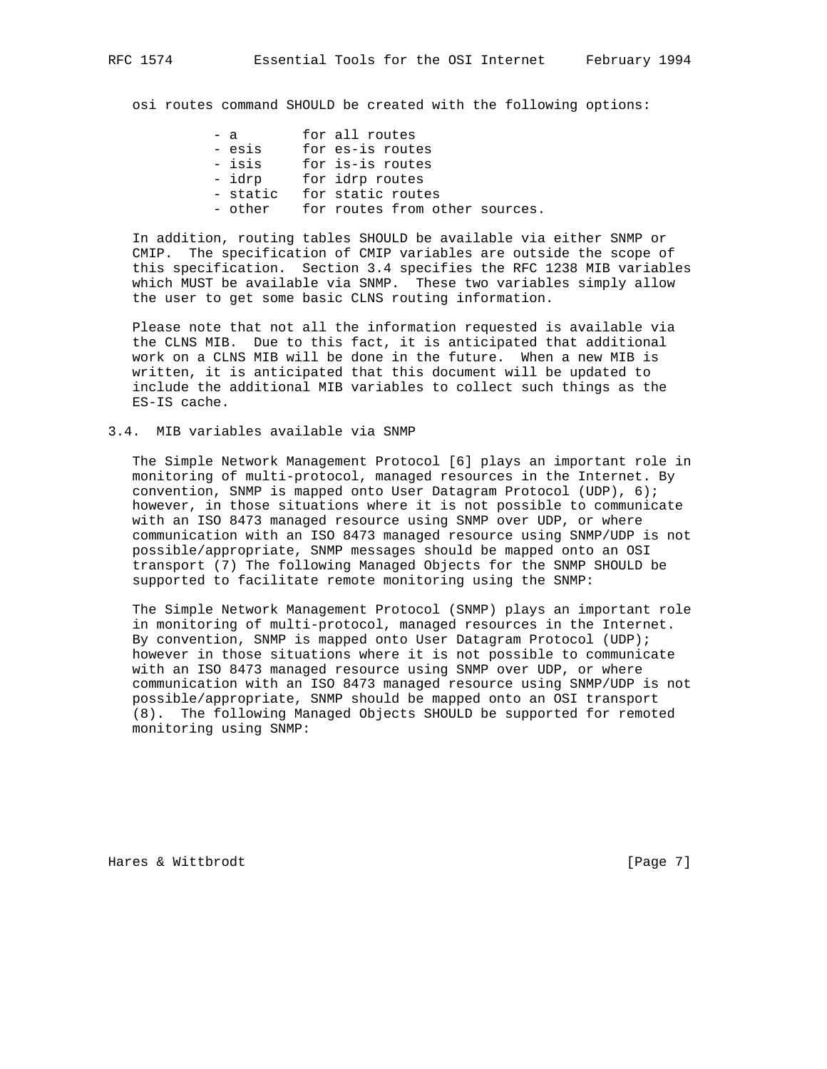osi routes command SHOULD be created with the following options:

```
- a        for all routes
- esis     for es-is routes
- isis     for is-is routes
- idrp     for idrp routes
- static   for static routes
- other    for routes from other sources.
```

In addition, routing tables SHOULD be available via either SNMP or CMIP. The specification of CMIP variables are outside the scope of this specification. Section 3.4 specifies the RFC 1238 MIB variables which MUST be available via SNMP. These two variables simply allow the user to get some basic CLNS routing information.

Please note that not all the information requested is available via the CLNS MIB. Due to this fact, it is anticipated that additional work on a CLNS MIB will be done in the future. When a new MIB is written, it is anticipated that this document will be updated to include the additional MIB variables to collect such things as the ES-IS cache.

## 3.4. MIB variables available via SNMP

The Simple Network Management Protocol [6] plays an important role in monitoring of multi-protocol, managed resources in the Internet. By convention, SNMP is mapped onto User Datagram Protocol (UDP), 6); however, in those situations where it is not possible to communicate with an ISO 8473 managed resource using SNMP over UDP, or where communication with an ISO 8473 managed resource using SNMP/UDP is not possible/appropriate, SNMP messages should be mapped onto an OSI transport (7) The following Managed Objects for the SNMP SHOULD be supported to facilitate remote monitoring using the SNMP:

The Simple Network Management Protocol (SNMP) plays an important role in monitoring of multi-protocol, managed resources in the Internet. By convention, SNMP is mapped onto User Datagram Protocol (UDP); however in those situations where it is not possible to communicate with an ISO 8473 managed resource using SNMP over UDP, or where communication with an ISO 8473 managed resource using SNMP/UDP is not possible/appropriate, SNMP should be mapped onto an OSI transport (8). The following Managed Objects SHOULD be supported for remoted monitoring using SNMP: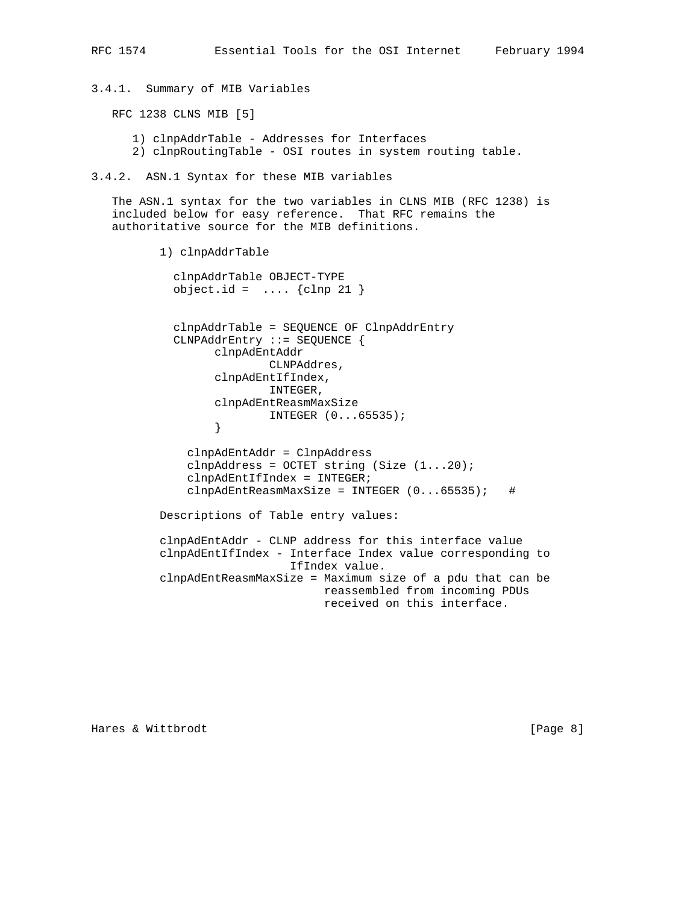### 3.4.1. Summary of MIB Variables

RFC 1238 CLNS MIB [5]

1) clnpAddrTable - Addresses for Interfaces
2) clnpRoutingTable - OSI routes in system routing table.

### 3.4.2. ASN.1 Syntax for these MIB variables

The ASN.1 syntax for the two variables in CLNS MIB (RFC 1238) is included below for easy reference. That RFC remains the authoritative source for the MIB definitions.

1) clnpAddrTable

```
  clnpAddrTable OBJECT-TYPE
  object.id =  .... {clnp 21 }


  clnpAddrTable = SEQUENCE OF ClnpAddrEntry
  CLNPAddrEntry ::= SEQUENCE {
        clnpAdEntAddr
                CLNPAddres,
        clnpAdEntIfIndex,
                INTEGER,
        clnpAdEntReasmMaxSize
                INTEGER (0...65535);
        }

    clnpAdEntAddr = ClnpAddress
    clnpAddress = OCTET string (Size (1...20);
    clnpAdEntIfIndex = INTEGER;
    clnpAdEntReasmMaxSize = INTEGER (0...65535);   #
```

Descriptions of Table entry values:

```
clnpAdEntAddr - CLNP address for this interface value
clnpAdEntIfIndex - Interface Index value corresponding to
                   IfIndex value.
clnpAdEntReasmMaxSize = Maximum size of a pdu that can be
                        reassembled from incoming PDUs
                        received on this interface.
```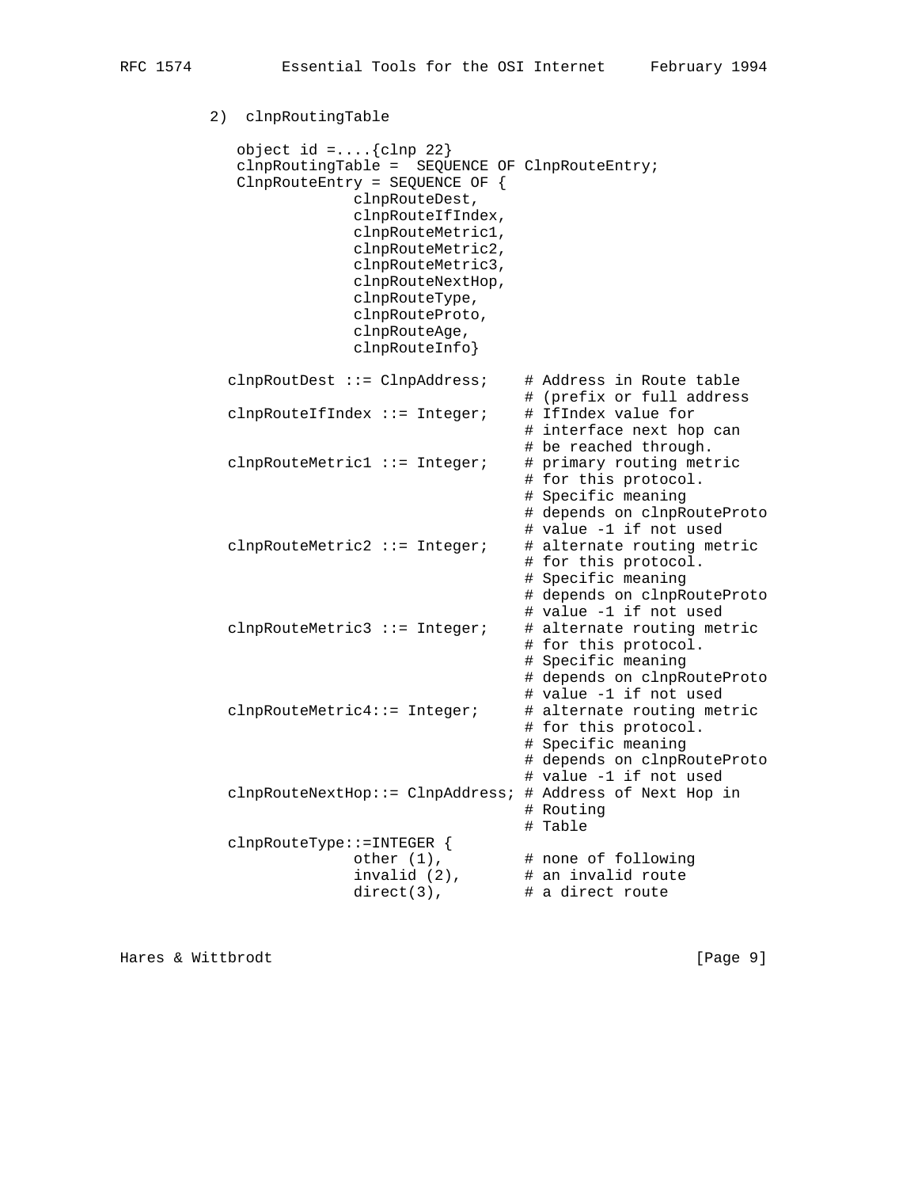2) clnpRoutingTable

```
   object id =....{clnp 22}
   clnpRoutingTable =  SEQUENCE OF ClnpRouteEntry;
   ClnpRouteEntry = SEQUENCE OF {
                clnpRouteDest,
                clnpRouteIfIndex,
                clnpRouteMetric1,
                clnpRouteMetric2,
                clnpRouteMetric3,
                clnpRouteNextHop,
                clnpRouteType,
                clnpRouteProto,
                clnpRouteAge,
                clnpRouteInfo}

  clnpRoutDest ::= ClnpAddress;    # Address in Route table
                                   # (prefix or full address
  clnpRouteIfIndex ::= Integer;    # IfIndex value for
                                   # interface next hop can
                                   # be reached through.
  clnpRouteMetric1 ::= Integer;    # primary routing metric
                                   # for this protocol.
                                   # Specific meaning
                                   # depends on clnpRouteProto
                                   # value -1 if not used
  clnpRouteMetric2 ::= Integer;    # alternate routing metric
                                   # for this protocol.
                                   # Specific meaning
                                   # depends on clnpRouteProto
                                   # value -1 if not used
  clnpRouteMetric3 ::= Integer;    # alternate routing metric
                                   # for this protocol.
                                   # Specific meaning
                                   # depends on clnpRouteProto
                                   # value -1 if not used
  clnpRouteMetric4::= Integer;     # alternate routing metric
                                   # for this protocol.
                                   # Specific meaning
                                   # depends on clnpRouteProto
                                   # value -1 if not used
  clnpRouteNextHop::= ClnpAddress; # Address of Next Hop in
                                   # Routing
                                   # Table
  clnpRouteType::=INTEGER {
              other (1),           # none of following
              invalid (2),         # an invalid route
              direct(3),           # a direct route
```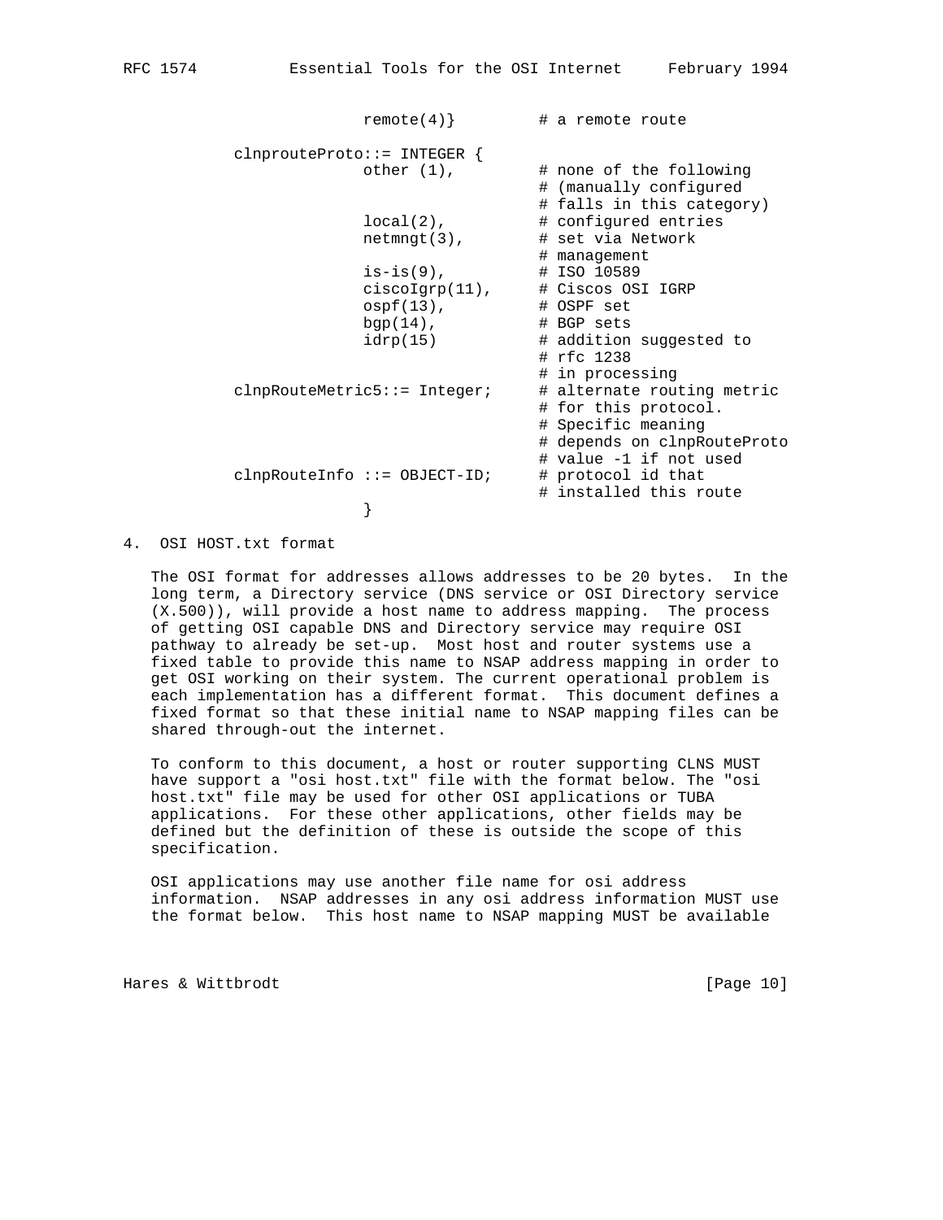```
                   remote(4)}         # a remote route

        clnprouteProto::= INTEGER {
                   other (1),         # none of the following
                                      # (manually configured
                                      # falls in this category)
                   local(2),          # configured entries
                   netmngt(3),        # set via Network
                                      # management
                   is-is(9),          # ISO 10589
                   ciscoIgrp(11),     # Ciscos OSI IGRP
                   ospf(13),          # OSPF set
                   bgp(14),           # BGP sets
                   idrp(15)           # addition suggested to
                                      # rfc 1238
                                      # in processing
        clnpRouteMetric5::= Integer;  # alternate routing metric
                                      # for this protocol.
                                      # Specific meaning
                                      # depends on clnpRouteProto
                                      # value -1 if not used
        clnpRouteInfo ::= OBJECT-ID;  # protocol id that
                                      # installed this route
                   }
```

## 4. OSI HOST.txt format

The OSI format for addresses allows addresses to be 20 bytes. In the long term, a Directory service (DNS service or OSI Directory service (X.500)), will provide a host name to address mapping. The process of getting OSI capable DNS and Directory service may require OSI pathway to already be set-up. Most host and router systems use a fixed table to provide this name to NSAP address mapping in order to get OSI working on their system. The current operational problem is each implementation has a different format. This document defines a fixed format so that these initial name to NSAP mapping files can be shared through-out the internet.

To conform to this document, a host or router supporting CLNS MUST have support a "osi host.txt" file with the format below. The "osi host.txt" file may be used for other OSI applications or TUBA applications. For these other applications, other fields may be defined but the definition of these is outside the scope of this specification.

OSI applications may use another file name for osi address information. NSAP addresses in any osi address information MUST use the format below. This host name to NSAP mapping MUST be available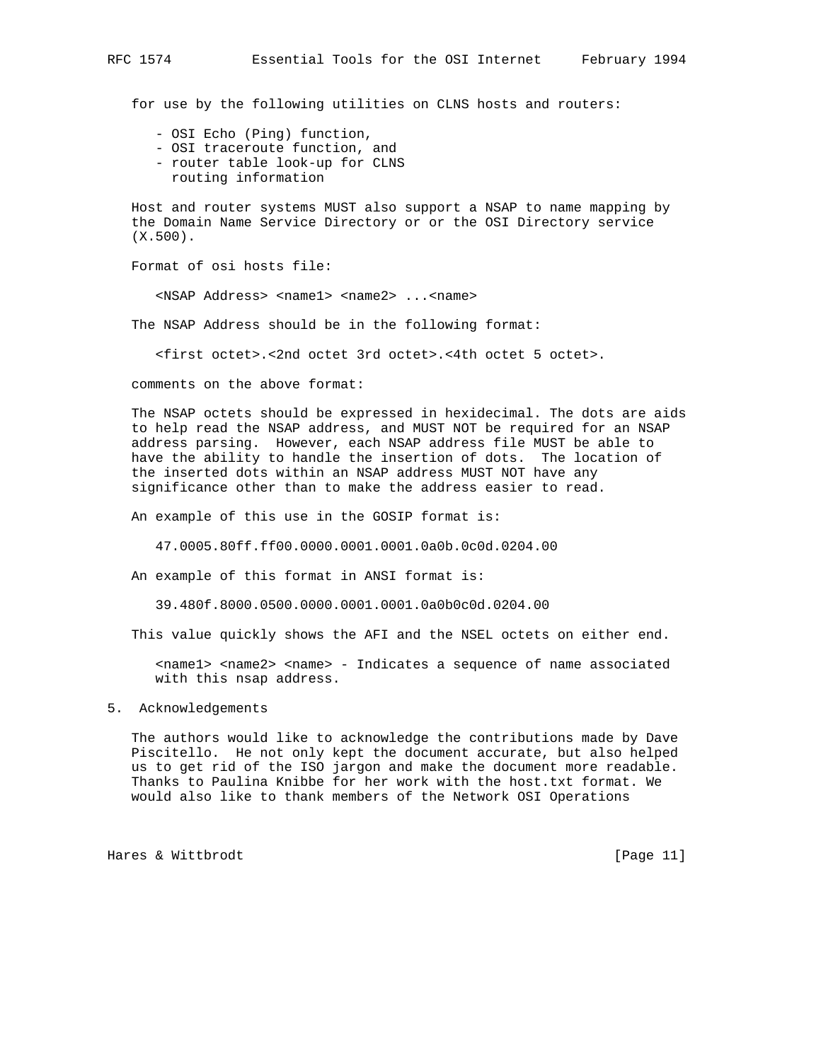for use by the following utilities on CLNS hosts and routers:

- OSI Echo (Ping) function,
- OSI traceroute function, and
- router table look-up for CLNS routing information

Host and router systems MUST also support a NSAP to name mapping by the Domain Name Service Directory or or the OSI Directory service (X.500).

Format of osi hosts file:

```
<NSAP Address> <name1> <name2> ...<name>
```

The NSAP Address should be in the following format:

```
<first octet>.<2nd octet 3rd octet>.<4th octet 5 octet>.
```

comments on the above format:

The NSAP octets should be expressed in hexidecimal. The dots are aids to help read the NSAP address, and MUST NOT be required for an NSAP address parsing. However, each NSAP address file MUST be able to have the ability to handle the insertion of dots. The location of the inserted dots within an NSAP address MUST NOT have any significance other than to make the address easier to read.

An example of this use in the GOSIP format is:

```
47.0005.80ff.ff00.0000.0001.0001.0a0b.0c0d.0204.00
```

An example of this format in ANSI format is:

```
39.480f.8000.0500.0000.0001.0001.0a0b0c0d.0204.00
```

This value quickly shows the AFI and the NSEL octets on either end.

<name1> <name2> <name> - Indicates a sequence of name associated with this nsap address.

## 5. Acknowledgements

The authors would like to acknowledge the contributions made by Dave Piscitello. He not only kept the document accurate, but also helped us to get rid of the ISO jargon and make the document more readable. Thanks to Paulina Knibbe for her work with the host.txt format. We would also like to thank members of the Network OSI Operations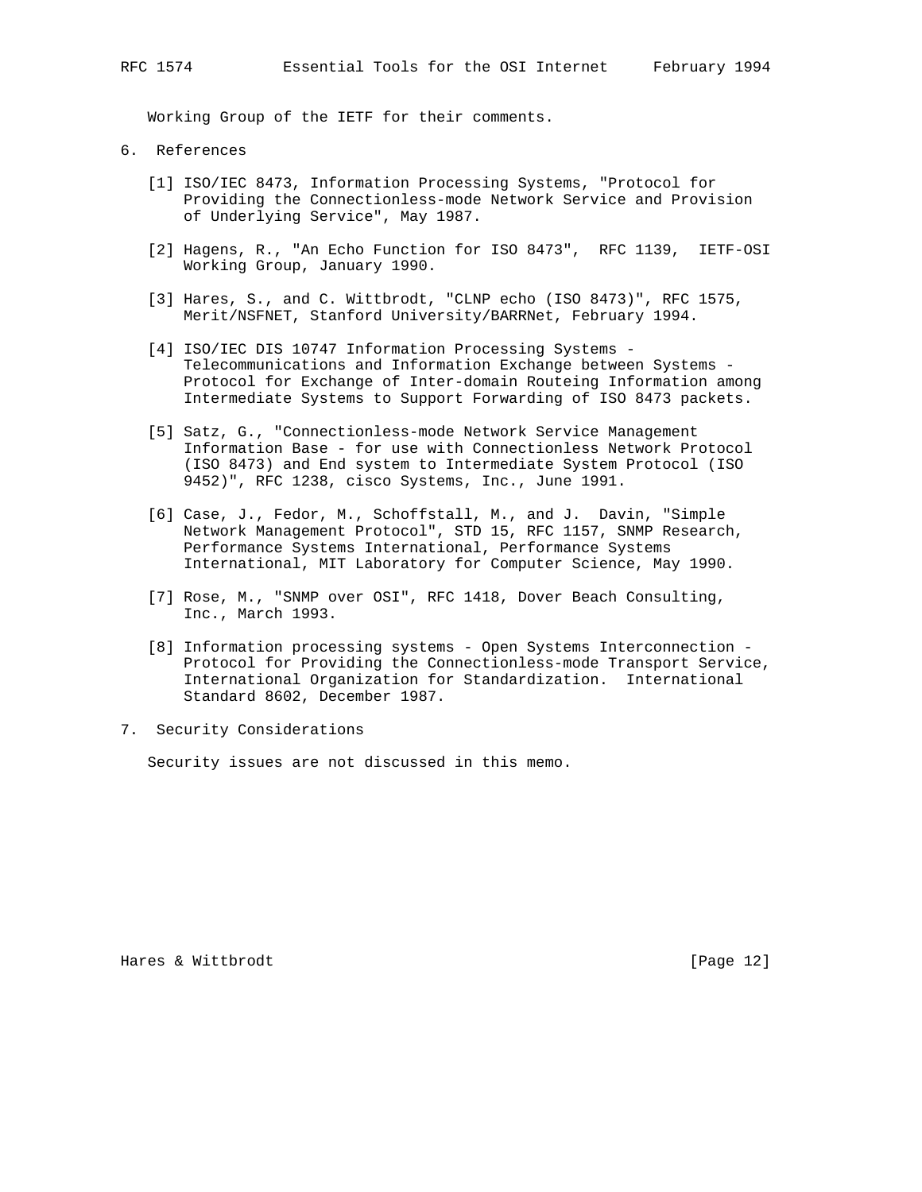Working Group of the IETF for their comments.

## 6. References

[1] ISO/IEC 8473, Information Processing Systems, "Protocol for Providing the Connectionless-mode Network Service and Provision of Underlying Service", May 1987.

[2] Hagens, R., "An Echo Function for ISO 8473", RFC 1139, IETF-OSI Working Group, January 1990.

[3] Hares, S., and C. Wittbrodt, "CLNP echo (ISO 8473)", RFC 1575, Merit/NSFNET, Stanford University/BARRNet, February 1994.

[4] ISO/IEC DIS 10747 Information Processing Systems - Telecommunications and Information Exchange between Systems - Protocol for Exchange of Inter-domain Routeing Information among Intermediate Systems to Support Forwarding of ISO 8473 packets.

[5] Satz, G., "Connectionless-mode Network Service Management Information Base - for use with Connectionless Network Protocol (ISO 8473) and End system to Intermediate System Protocol (ISO 9452)", RFC 1238, cisco Systems, Inc., June 1991.

[6] Case, J., Fedor, M., Schoffstall, M., and J. Davin, "Simple Network Management Protocol", STD 15, RFC 1157, SNMP Research, Performance Systems International, Performance Systems International, MIT Laboratory for Computer Science, May 1990.

[7] Rose, M., "SNMP over OSI", RFC 1418, Dover Beach Consulting, Inc., March 1993.

[8] Information processing systems - Open Systems Interconnection - Protocol for Providing the Connectionless-mode Transport Service, International Organization for Standardization. International Standard 8602, December 1987.

## 7. Security Considerations

Security issues are not discussed in this memo.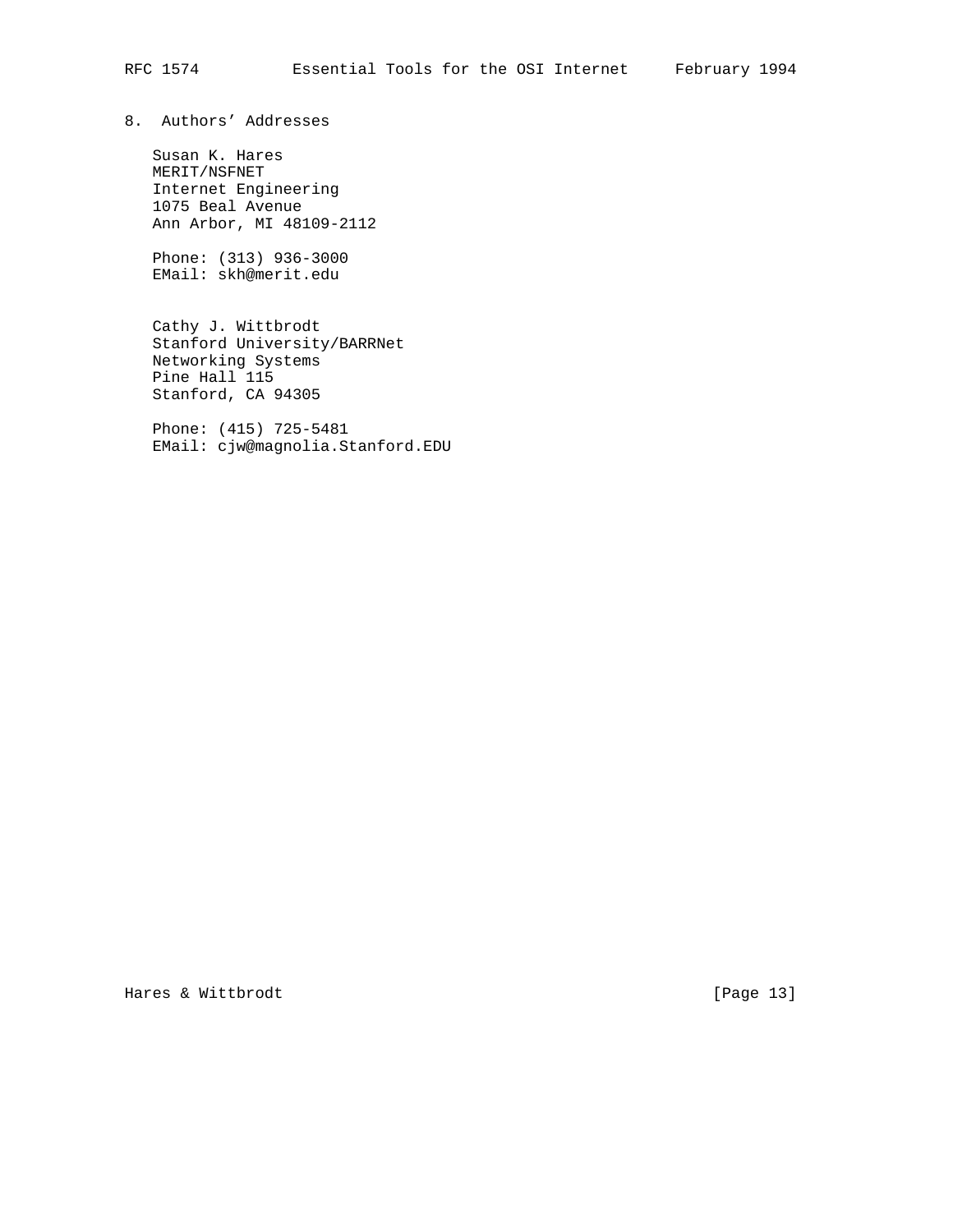## 8. Authors' Addresses

Susan K. Hares
MERIT/NSFNET
Internet Engineering
1075 Beal Avenue
Ann Arbor, MI 48109-2112

Phone: (313) 936-3000
EMail: skh@merit.edu

Cathy J. Wittbrodt
Stanford University/BARRNet
Networking Systems
Pine Hall 115
Stanford, CA 94305

Phone: (415) 725-5481
EMail: cjw@magnolia.Stanford.EDU